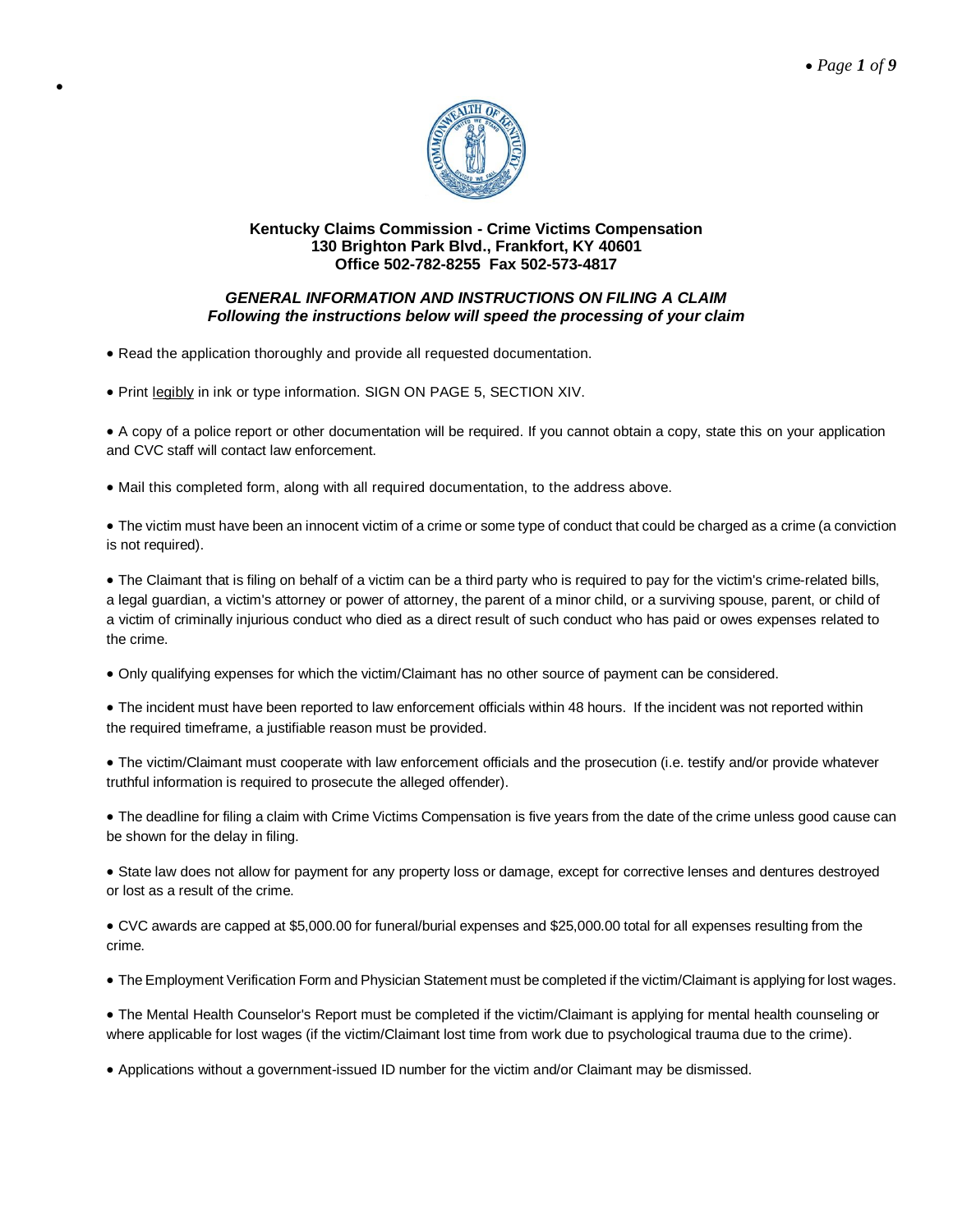**Kentucky Claims Commission - Crime Victims Compensation**
**130 Brighton Park Blvd., Frankfort, KY 40601**
**Office 502-782-8255 Fax 502-573-4817**

## *GENERAL INFORMATION AND INSTRUCTIONS ON FILING A CLAIM*

***Following the instructions below will speed the processing of your claim***

- Read the application thoroughly and provide all requested documentation.
- Print <u>legibly</u> in ink or type information. SIGN ON PAGE 5, SECTION XIV.
- A copy of a police report or other documentation will be required. If you cannot obtain a copy, state this on your application and CVC staff will contact law enforcement.
- Mail this completed form, along with all required documentation, to the address above.
- The victim must have been an innocent victim of a crime or some type of conduct that could be charged as a crime (a conviction is not required).
- The Claimant that is filing on behalf of a victim can be a third party who is required to pay for the victim's crime-related bills, a legal guardian, a victim's attorney or power of attorney, the parent of a minor child, or a surviving spouse, parent, or child of a victim of criminally injurious conduct who died as a direct result of such conduct who has paid or owes expenses related to the crime.
- Only qualifying expenses for which the victim/Claimant has no other source of payment can be considered.
- The incident must have been reported to law enforcement officials within 48 hours. If the incident was not reported within the required timeframe, a justifiable reason must be provided.
- The victim/Claimant must cooperate with law enforcement officials and the prosecution (i.e. testify and/or provide whatever truthful information is required to prosecute the alleged offender).
- The deadline for filing a claim with Crime Victims Compensation is five years from the date of the crime unless good cause can be shown for the delay in filing.
- State law does not allow for payment for any property loss or damage, except for corrective lenses and dentures destroyed or lost as a result of the crime.
- CVC awards are capped at $5,000.00 for funeral/burial expenses and $25,000.00 total for all expenses resulting from the crime.
- The Employment Verification Form and Physician Statement must be completed if the victim/Claimant is applying for lost wages.
- The Mental Health Counselor's Report must be completed if the victim/Claimant is applying for mental health counseling or where applicable for lost wages (if the victim/Claimant lost time from work due to psychological trauma due to the crime).
- Applications without a government-issued ID number for the victim and/or Claimant may be dismissed.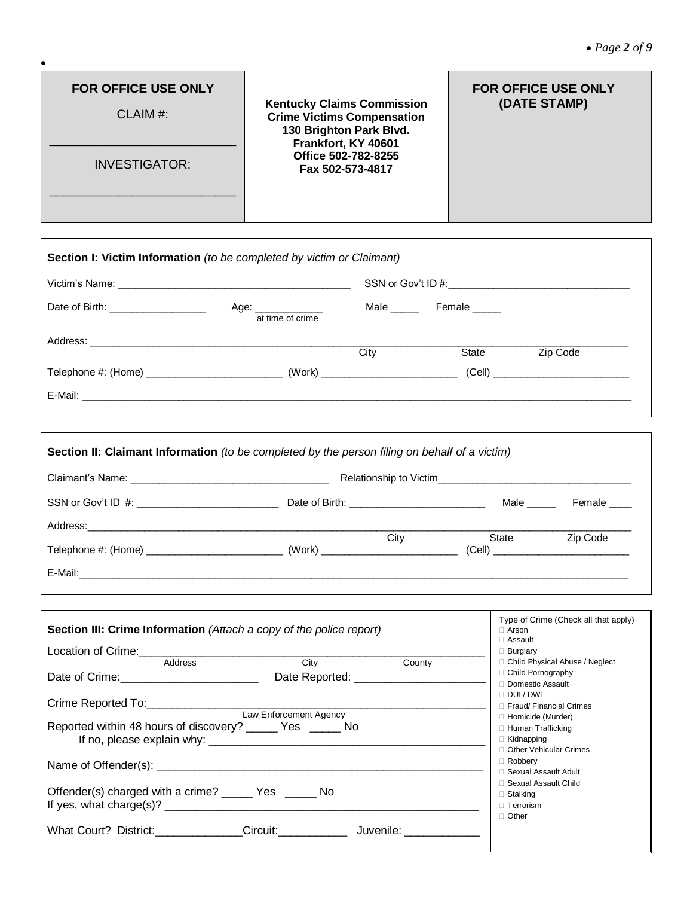| FOR OFFICE USE ONLY | | FOR OFFICE USE ONLY |
|---|---|---|
| CLAIM #: ____________________ | **Kentucky Claims Commission**<br>**Crime Victims Compensation**<br>**130 Brighton Park Blvd.**<br>**Frankfort, KY 40601**<br>**Office 502-782-8255**<br>**Fax 502-573-4817** | **(DATE STAMP)** |
| INVESTIGATOR: ____________________ | | |

**Section I: Victim Information** *(to be completed by victim or Claimant)*

Victim's Name: ________________________________ SSN or Gov't ID #: ______________________________

Date of Birth: _______________ Age: ___________ (at time of crime) Male _____ Female _____

Address: ______________________________________________ City _______ State _______ Zip Code _______

Telephone #: (Home) ______________________ (Work) ______________________ (Cell) ______________________

E-Mail: ______________________________________________________________________________

**Section II: Claimant Information** *(to be completed by the person filing on behalf of a victim)*

Claimant's Name: _______________________________ Relationship to Victim ______________________________

SSN or Gov't ID #: ______________________ Date of Birth: ______________________ Male _____ Female ____

Address: ______________________________________________ City _______ State _______ Zip Code _______

Telephone #: (Home) ______________________ (Work) ______________________ (Cell) ______________________

E-Mail: ______________________________________________________________________________

**Section III: Crime Information** *(Attach a copy of the police report)*

Location of Crime: ________________________________________________
Address City County

Date of Crime: ____________________ Date Reported: ____________________

Crime Reported To: ________________________________________________
Law Enforcement Agency

Reported within 48 hours of discovery? _____ Yes _____ No

If no, please explain why: ________________________________________

Name of Offender(s): ________________________________________________

Offender(s) charged with a crime? _____ Yes _____ No

If yes, what charge(s)? ________________________________________________

What Court? District: ______________ Circuit: ___________ Juvenile: ____________

Type of Crime (Check all that apply)

- ☐ Arson
- ☐ Assault
- ☐ Burglary
- ☐ Child Physical Abuse / Neglect
- ☐ Child Pornography
- ☐ Domestic Assault
- ☐ DUI / DWI
- ☐ Fraud/ Financial Crimes
- ☐ Homicide (Murder)
- ☐ Human Trafficking
- ☐ Kidnapping
- ☐ Other Vehicular Crimes
- ☐ Robbery
- ☐ Sexual Assault Adult
- ☐ Sexual Assault Child
- ☐ Stalking
- ☐ Terrorism
- ☐ Other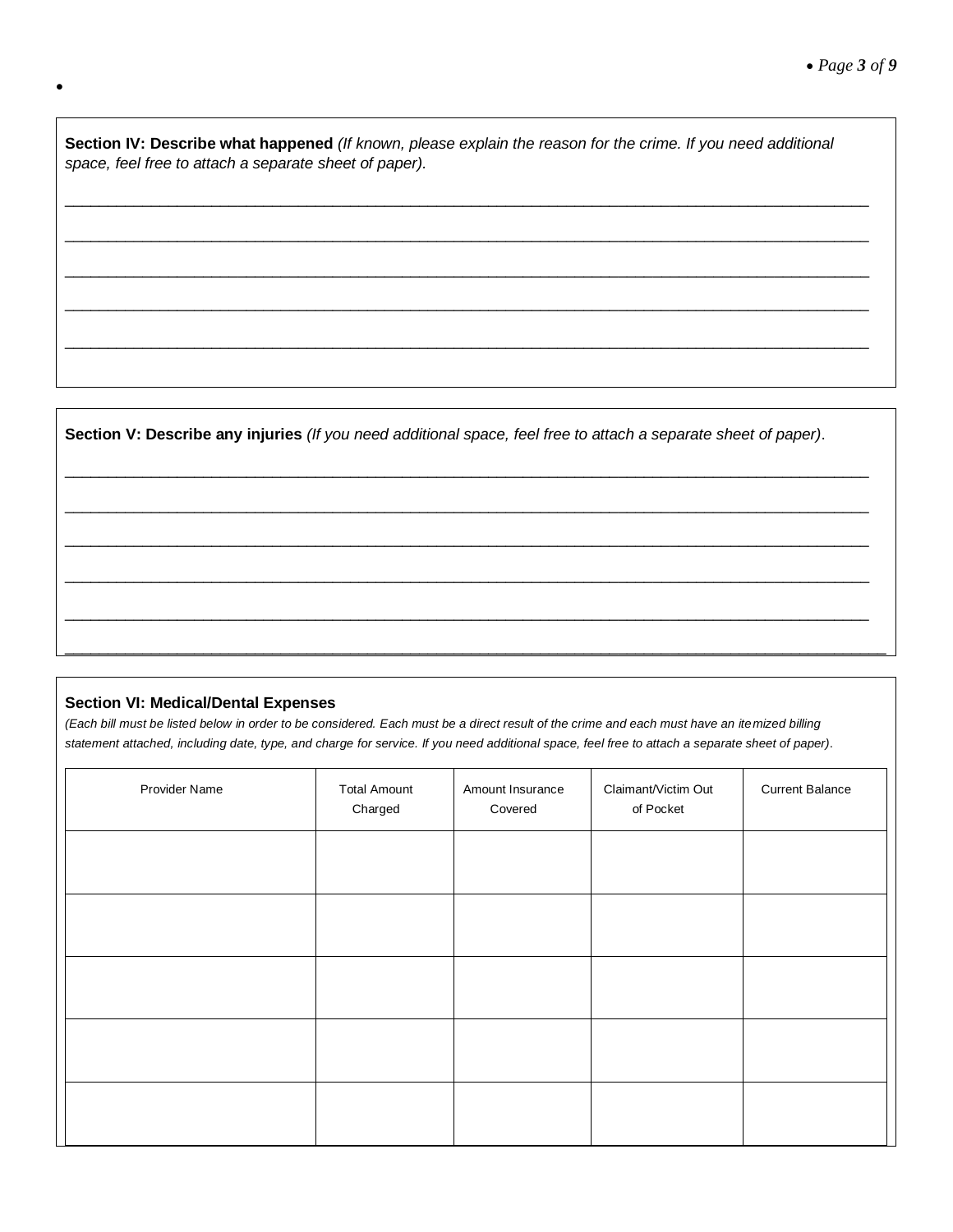**Section IV: Describe what happened** *(If known, please explain the reason for the crime. If you need additional space, feel free to attach a separate sheet of paper).*

______________________________________________________________________________

______________________________________________________________________________

______________________________________________________________________________

______________________________________________________________________________

______________________________________________________________________________

**Section V: Describe any injuries** *(If you need additional space, feel free to attach a separate sheet of paper)*.

______________________________________________________________________________

______________________________________________________________________________

______________________________________________________________________________

______________________________________________________________________________

______________________________________________________________________________

______________________________________________________________________________

**Section VI: Medical/Dental Expenses**

*(Each bill must be listed below in order to be considered. Each must be a direct result of the crime and each must have an itemized billing statement attached, including date, type, and charge for service. If you need additional space, feel free to attach a separate sheet of paper).*

| Provider Name | Total Amount Charged | Amount Insurance Covered | Claimant/Victim Out of Pocket | Current Balance |
|---|---|---|---|---|
| | | | | |
| | | | | |
| | | | | |
| | | | | |
| | | | | |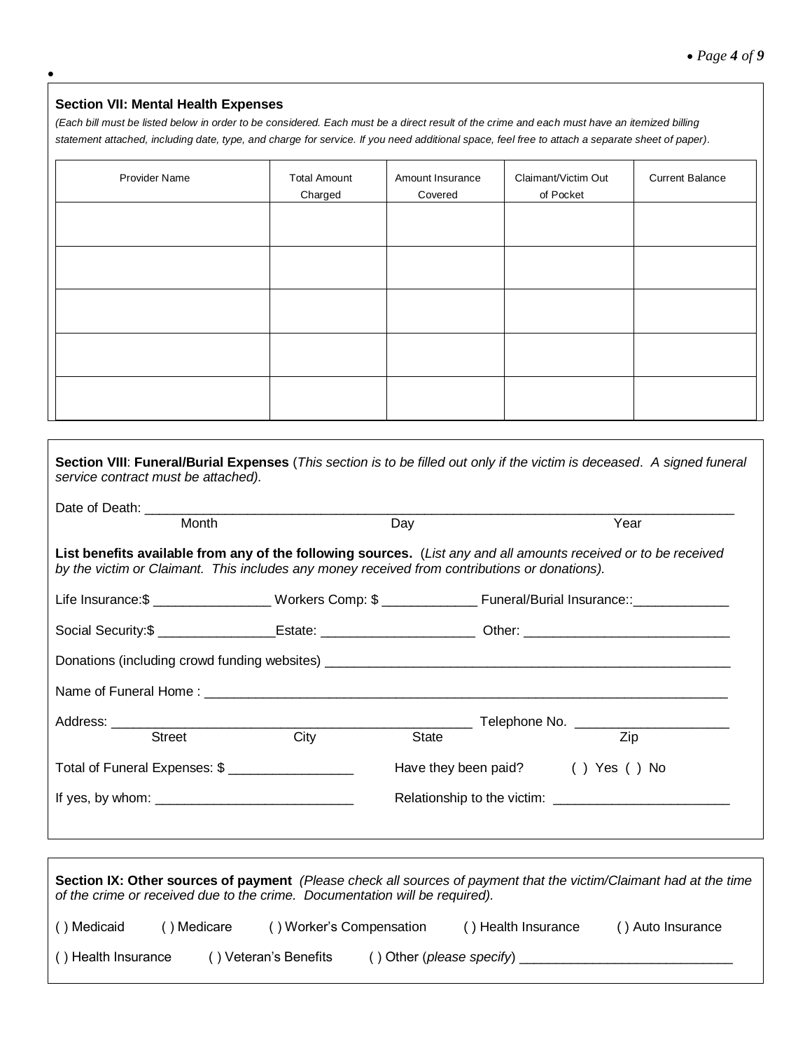### Section VII: Mental Health Expenses

*(Each bill must be listed below in order to be considered. Each must be a direct result of the crime and each must have an itemized billing statement attached, including date, type, and charge for service. If you need additional space, feel free to attach a separate sheet of paper).*

| Provider Name | Total Amount Charged | Amount Insurance Covered | Claimant/Victim Out of Pocket | Current Balance |
|---|---|---|---|---|
| | | | | |
| | | | | |
| | | | | |
| | | | | |
| | | | | |

**Section VIII**: **Funeral/Burial Expenses** (*This section is to be filled out only if the victim is deceased. A signed funeral service contract must be attached).*

Date of Death: ______________________________________________
Month Day Year

**List benefits available from any of the following sources.** (*List any and all amounts received or to be received by the victim or Claimant. This includes any money received from contributions or donations).*

Life Insurance:$ ________________ Workers Comp: $ _____________ Funeral/Burial Insurance::_____________

Social Security:$ ________________Estate: _____________________ Other: ___________________________

Donations (including crowd funding websites) _______________________________________________

Name of Funeral Home : _____________________________________________________________

Address: ______________________________________________ Telephone No. ____________________
Street City State Zip

Total of Funeral Expenses: $ _________________ Have they been paid? ( ) Yes ( ) No

If yes, by whom: ___________________________ Relationship to the victim: ________________________

**Section IX: Other sources of payment** *(Please check all sources of payment that the victim/Claimant had at the time of the crime or received due to the crime. Documentation will be required).*

( ) Medicaid ( ) Medicare ( ) Worker's Compensation ( ) Health Insurance ( ) Auto Insurance

( ) Health Insurance ( ) Veteran's Benefits ( ) Other (*please specify*) ____________________________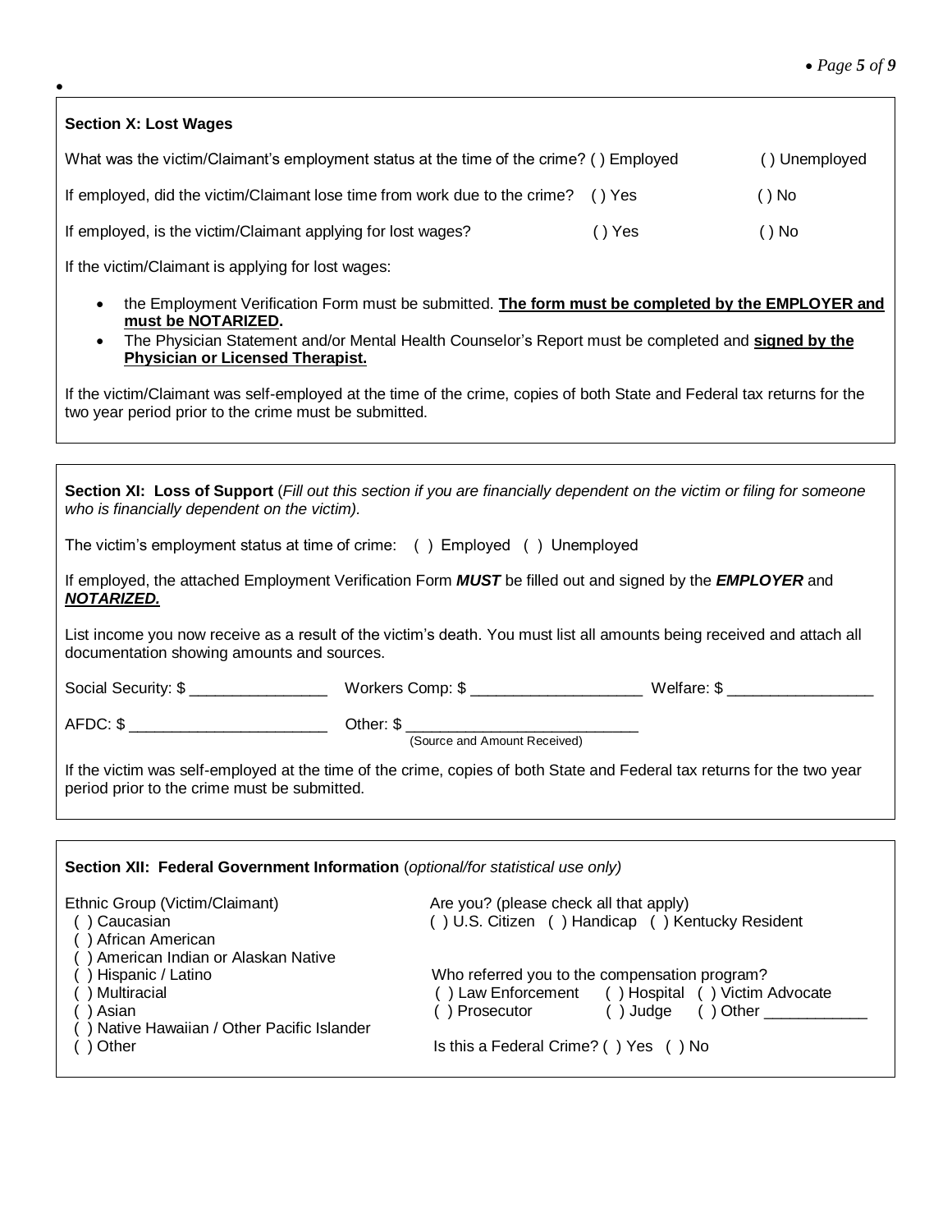## Section X: Lost Wages

What was the victim/Claimant's employment status at the time of the crime? ( ) Employed ( ) Unemployed

If employed, did the victim/Claimant lose time from work due to the crime? ( ) Yes ( ) No

If employed, is the victim/Claimant applying for lost wages? ( ) Yes ( ) No

If the victim/Claimant is applying for lost wages:

- the Employment Verification Form must be submitted. **The form must be completed by the EMPLOYER and must be NOTARIZED.**
- The Physician Statement and/or Mental Health Counselor's Report must be completed and **signed by the Physician or Licensed Therapist.**

If the victim/Claimant was self-employed at the time of the crime, copies of both State and Federal tax returns for the two year period prior to the crime must be submitted.

## Section XI: Loss of Support

(*Fill out this section if you are financially dependent on the victim or filing for someone who is financially dependent on the victim).*

The victim's employment status at time of crime: ( ) Employed ( ) Unemployed

If employed, the attached Employment Verification Form ***MUST*** be filled out and signed by the ***EMPLOYER*** and ***NOTARIZED.***

List income you now receive as a result of the victim's death. You must list all amounts being received and attach all documentation showing amounts and sources.

Social Security: $ ________________ Workers Comp: $ ____________________ Welfare: $ _________________

AFDC: $ _______________________ Other: $ ___________________________
(Source and Amount Received)

If the victim was self-employed at the time of the crime, copies of both State and Federal tax returns for the two year period prior to the crime must be submitted.

## Section XII: Federal Government Information

(*optional/for statistical use only)*

Ethnic Group (Victim/Claimant)
( ) Caucasian
( ) African American
( ) American Indian or Alaskan Native
( ) Hispanic / Latino
( ) Multiracial
( ) Asian
( ) Native Hawaiian / Other Pacific Islander
( ) Other

Are you? (please check all that apply)
( ) U.S. Citizen ( ) Handicap ( ) Kentucky Resident

Who referred you to the compensation program?
( ) Law Enforcement ( ) Hospital ( ) Victim Advocate
( ) Prosecutor ( ) Judge ( ) Other ____________

Is this a Federal Crime? ( ) Yes ( ) No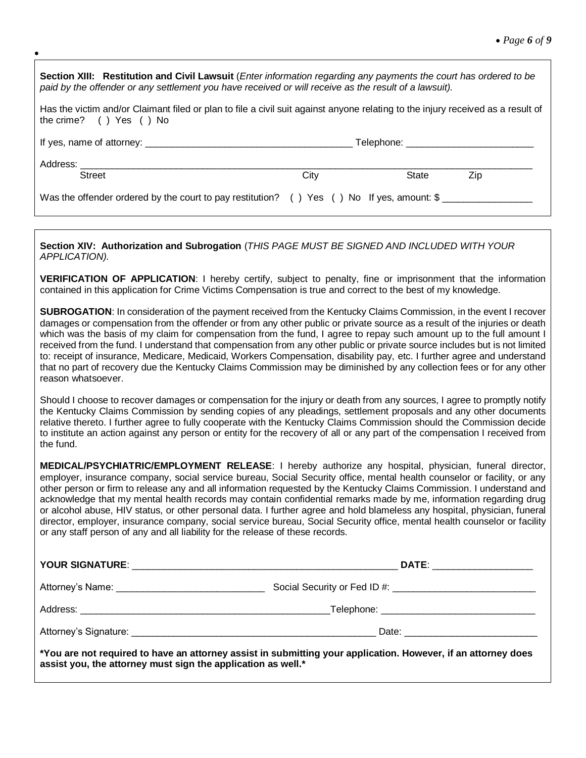**Section XIII: Restitution and Civil Lawsuit** (*Enter information regarding any payments the court has ordered to be paid by the offender or any settlement you have received or will receive as the result of a lawsuit).*

Has the victim and/or Claimant filed or plan to file a civil suit against anyone relating to the injury received as a result of the crime? ( ) Yes ( ) No

If yes, name of attorney: ______________________________________ Telephone: ________________________

Address: ______________________________________________________________________________________
Street City State Zip

Was the offender ordered by the court to pay restitution? ( ) Yes ( ) No If yes, amount: $ _________________

**Section XIV: Authorization and Subrogation** (*THIS PAGE MUST BE SIGNED AND INCLUDED WITH YOUR APPLICATION).*

**VERIFICATION OF APPLICATION**: I hereby certify, subject to penalty, fine or imprisonment that the information contained in this application for Crime Victims Compensation is true and correct to the best of my knowledge.

**SUBROGATION**: In consideration of the payment received from the Kentucky Claims Commission, in the event I recover damages or compensation from the offender or from any other public or private source as a result of the injuries or death which was the basis of my claim for compensation from the fund, I agree to repay such amount up to the full amount I received from the fund. I understand that compensation from any other public or private source includes but is not limited to: receipt of insurance, Medicare, Medicaid, Workers Compensation, disability pay, etc. I further agree and understand that no part of recovery due the Kentucky Claims Commission may be diminished by any collection fees or for any other reason whatsoever.

Should I choose to recover damages or compensation for the injury or death from any sources, I agree to promptly notify the Kentucky Claims Commission by sending copies of any pleadings, settlement proposals and any other documents relative thereto. I further agree to fully cooperate with the Kentucky Claims Commission should the Commission decide to institute an action against any person or entity for the recovery of all or any part of the compensation I received from the fund.

**MEDICAL/PSYCHIATRIC/EMPLOYMENT RELEASE**: I hereby authorize any hospital, physician, funeral director, employer, insurance company, social service bureau, Social Security office, mental health counselor or facility, or any other person or firm to release any and all information requested by the Kentucky Claims Commission. I understand and acknowledge that my mental health records may contain confidential remarks made by me, information regarding drug or alcohol abuse, HIV status, or other personal data. I further agree and hold blameless any hospital, physician, funeral director, employer, insurance company, social service bureau, Social Security office, mental health counselor or facility or any staff person of any and all liability for the release of these records.

**YOUR SIGNATURE**: ____________________________________________________ **DATE**: ___________________

Attorney's Name: ____________________________ Social Security or Fed ID #: ___________________________

Address: ________________________________________________Telephone: ____________________________

Attorney's Signature: _______________________________________________ Date: ________________________

**\*You are not required to have an attorney assist in submitting your application. However, if an attorney does assist you, the attorney must sign the application as well.\***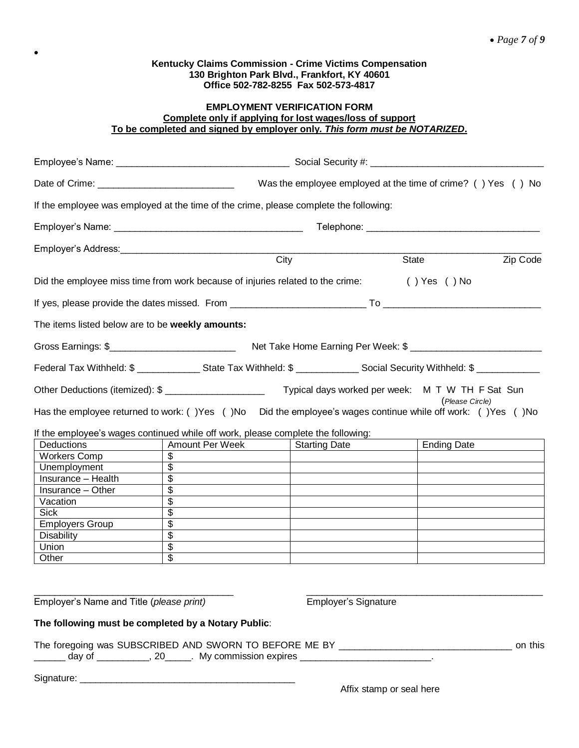**Kentucky Claims Commission - Crime Victims Compensation**
**130 Brighton Park Blvd., Frankfort, KY 40601**
**Office 502-782-8255 Fax 502-573-4817**

**EMPLOYMENT VERIFICATION FORM**
**Complete only if applying for lost wages/loss of support**
**To be completed and signed by employer only. *This form must be NOTARIZED*.**

Employee's Name: ________________________________ Social Security #: ________________________________

Date of Crime: __________________________ Was the employee employed at the time of crime? ( ) Yes ( ) No

If the employee was employed at the time of the crime, please complete the following:

Employer's Name: ____________________________________ Telephone: _________________________________

Employer's Address:______________________________________________________________________________
City State Zip Code

Did the employee miss time from work because of injuries related to the crime: ( ) Yes ( ) No

If yes, please provide the dates missed. From _________________________ To ______________________________

The items listed below are to be **weekly amounts:**

Gross Earnings: $________________________ Net Take Home Earning Per Week: $ _________________________

Federal Tax Withheld: $ ____________ State Tax Withheld: $ ____________ Social Security Withheld: $ ____________

Other Deductions (itemized): $ ___________________ Typical days worked per week: M T W TH F Sat Sun (*Please Circle)*

Has the employee returned to work: ( )Yes ( )No Did the employee's wages continue while off work: ( )Yes ( )No

If the employee's wages continued while off work, please complete the following:

| Deductions | Amount Per Week | Starting Date | Ending Date |
|---|---|---|---|
| Workers Comp | $ | | |
| Unemployment | $ | | |
| Insurance – Health | $ | | |
| Insurance – Other | $ | | |
| Vacation | $ | | |
| Sick | $ | | |
| Employers Group | $ | | |
| Disability | $ | | |
| Union | $ | | |
| Other | $ | | |

_______________________________________ _______________________________________
Employer's Name and Title (*please print)* Employer's Signature

**The following must be completed by a Notary Public**:

The foregoing was SUBSCRIBED AND SWORN TO BEFORE ME BY ________________________________ on this ______ day of __________, 20_____. My commission expires _________________________.

Signature: __________________________________________

Affix stamp or seal here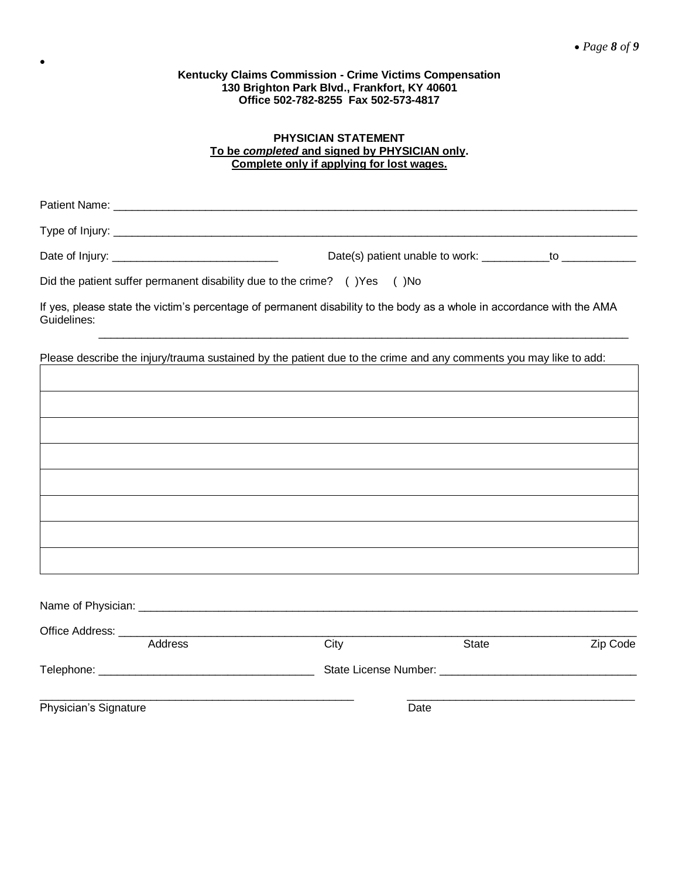**Kentucky Claims Commission - Crime Victims Compensation**
**130 Brighton Park Blvd., Frankfort, KY 40601**
**Office 502-782-8255 Fax 502-573-4817**

**PHYSICIAN STATEMENT**
**To be *completed* and signed by PHYSICIAN only.**
**Complete only if applying for lost wages.**

Patient Name: ____________________________________________________________

Type of Injury: ____________________________________________________________

Date of Injury: ___________________________ Date(s) patient unable to work: ___________to ____________

Did the patient suffer permanent disability due to the crime? ( )Yes ( )No

If yes, please state the victim's percentage of permanent disability to the body as a whole in accordance with the AMA Guidelines:

____________________________________________________________

Please describe the injury/trauma sustained by the patient due to the crime and any comments you may like to add:

| |
|---|
| |
| |
| |
| |
| |
| |
| |
| |

Name of Physician: ____________________________________________________________

Office Address: ____________________________________________________________
Address City State Zip Code

Telephone: ___________________________________ State License Number: ________________________________

_____________________________________________________ _____________________________________
Physician's Signature Date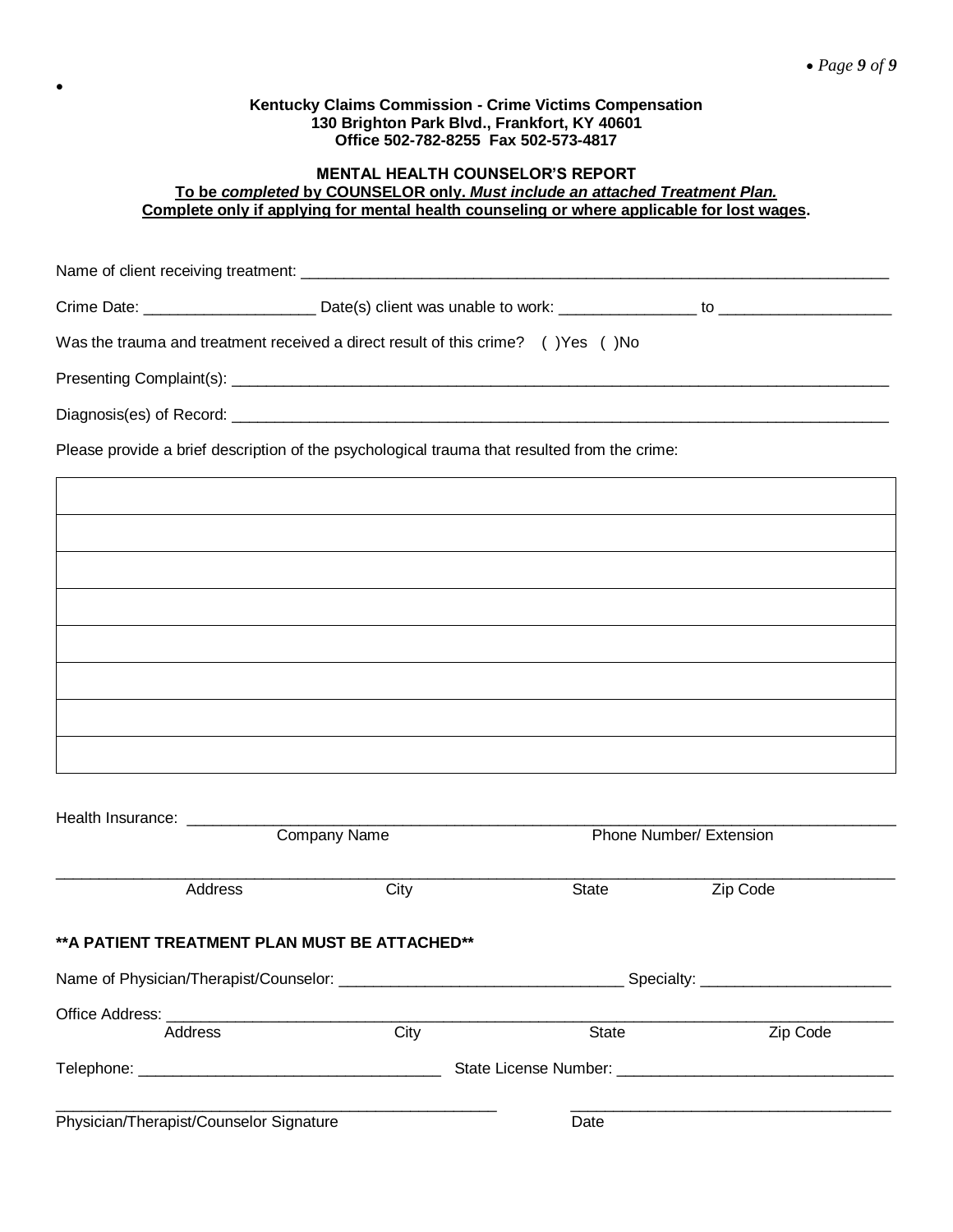**Kentucky Claims Commission - Crime Victims Compensation**
**130 Brighton Park Blvd., Frankfort, KY 40601**
**Office 502-782-8255 Fax 502-573-4817**

**MENTAL HEALTH COUNSELOR'S REPORT**
**To be *completed* by COUNSELOR only. *Must include an attached Treatment Plan.***
**Complete only if applying for mental health counseling or where applicable for lost wages.**

Name of client receiving treatment: ______________________________________________________________________

Crime Date: ___________________ Date(s) client was unable to work: _______________ to ___________________

Was the trauma and treatment received a direct result of this crime? ( )Yes ( )No

Presenting Complaint(s): ___________________________________________________________________________

Diagnosis(es) of Record: ___________________________________________________________________________

Please provide a brief description of the psychological trauma that resulted from the crime:

| |
|---|
| |
| |
| |
| |
| |
| |
| |
| |

Health Insurance: ______________________________________________________________________________________
Company Name — Phone Number/ Extension

______________________________________________________________________________________
Address — City — State — Zip Code

**\*\*A PATIENT TREATMENT PLAN MUST BE ATTACHED\*\***

Name of Physician/Therapist/Counselor: ________________________________ Specialty: _____________________

Office Address: _________________________________________________________________________________
Address — City — State — Zip Code

Telephone: __________________________________ State License Number: ______________________________

_____________________________________________ ____________________________________
Physician/Therapist/Counselor Signature — Date